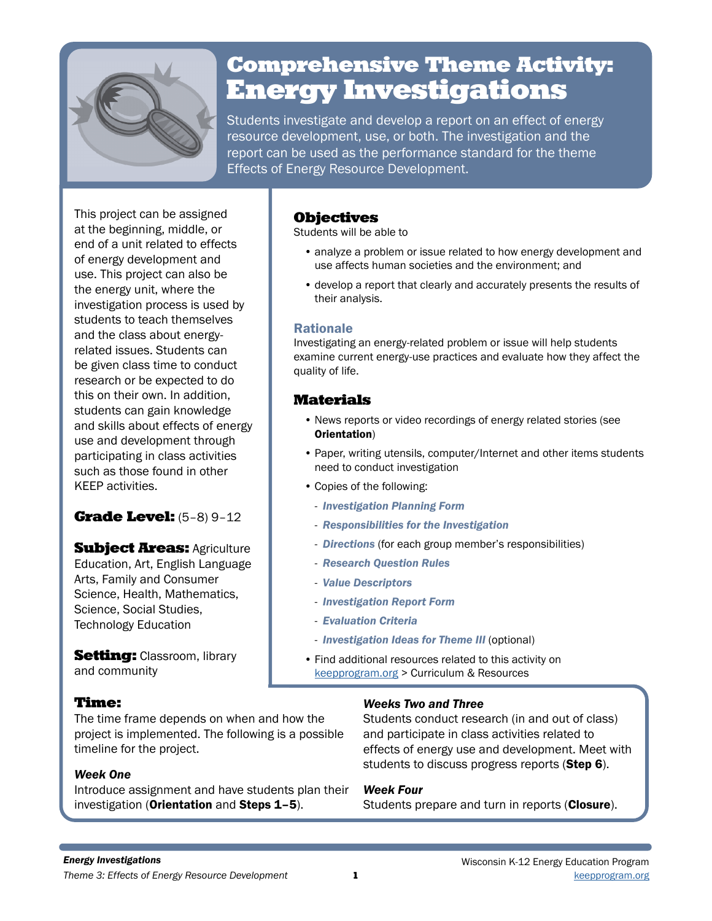# Comprehensive Theme Activity: Energy Investigations

Students investigate and develop a report on an effect of energy resource development, use, or both. The investigation and the report can be used as the performance standard for the theme Effects of Energy Resource Development.

This project can be assigned at the beginning, middle, or end of a unit related to effects of energy development and use. This project can also be the energy unit, where the investigation process is used by students to teach themselves and the class about energy-related issues. Students can be given class time to conduct research or be expected to do this on their own. In addition, students can gain knowledge and skills about effects of energy use and development through participating in class activities such as those found in other KEEP activities.

**Grade Level:** (5–8) 9–12

**Subject Areas:** Agriculture Education, Art, English Language Arts, Family and Consumer Science, Health, Mathematics, Science, Social Studies, Technology Education

**Setting:** Classroom, library and community

## Objectives

Students will be able to

- analyze a problem or issue related to how energy development and use affects human societies and the environment; and
- develop a report that clearly and accurately presents the results of their analysis.

### Rationale

Investigating an energy-related problem or issue will help students examine current energy-use practices and evaluate how they affect the quality of life.

## Materials

- News reports or video recordings of energy related stories (see **Orientation**)
- Paper, writing utensils, computer/Internet and other items students need to conduct investigation
- Copies of the following:
  - *Investigation Planning Form*
  - *Responsibilities for the Investigation*
  - *Directions* (for each group member's responsibilities)
  - *Research Question Rules*
  - *Value Descriptors*
  - *Investigation Report Form*
  - *Evaluation Criteria*
  - *Investigation Ideas for Theme III* (optional)
- Find additional resources related to this activity on keepprogram.org > Curriculum & Resources

## Time:

The time frame depends on when and how the project is implemented. The following is a possible timeline for the project.

***Week One***

Introduce assignment and have students plan their investigation (**Orientation** and **Steps 1–5**).

***Weeks Two and Three***

Students conduct research (in and out of class) and participate in class activities related to effects of energy use and development. Meet with students to discuss progress reports (**Step 6**).

***Week Four***

Students prepare and turn in reports (**Closure**).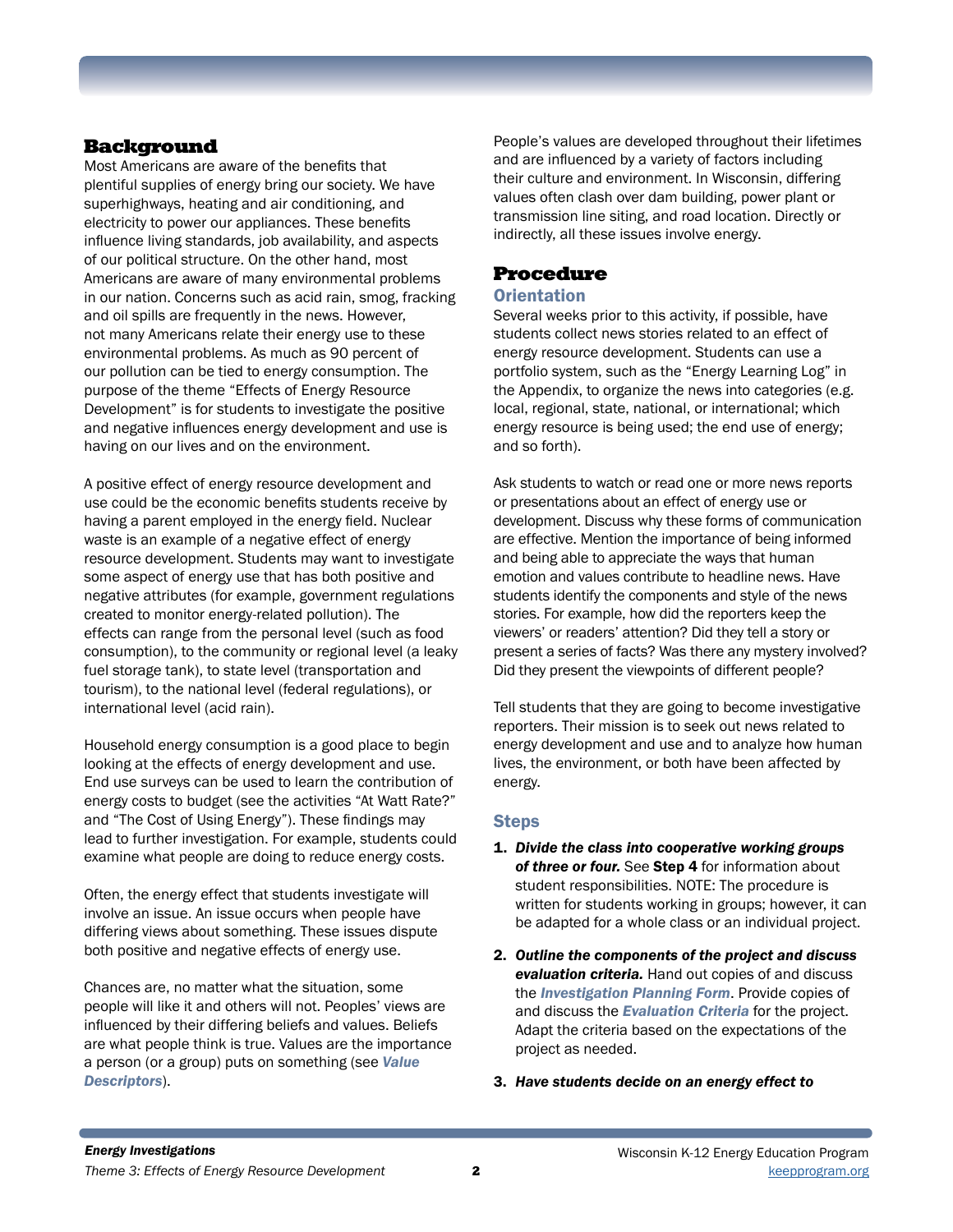## Background

Most Americans are aware of the benefits that plentiful supplies of energy bring our society. We have superhighways, heating and air conditioning, and electricity to power our appliances. These benefits influence living standards, job availability, and aspects of our political structure. On the other hand, most Americans are aware of many environmental problems in our nation. Concerns such as acid rain, smog, fracking and oil spills are frequently in the news. However, not many Americans relate their energy use to these environmental problems. As much as 90 percent of our pollution can be tied to energy consumption. The purpose of the theme "Effects of Energy Resource Development" is for students to investigate the positive and negative influences energy development and use is having on our lives and on the environment.

A positive effect of energy resource development and use could be the economic benefits students receive by having a parent employed in the energy field. Nuclear waste is an example of a negative effect of energy resource development. Students may want to investigate some aspect of energy use that has both positive and negative attributes (for example, government regulations created to monitor energy-related pollution). The effects can range from the personal level (such as food consumption), to the community or regional level (a leaky fuel storage tank), to state level (transportation and tourism), to the national level (federal regulations), or international level (acid rain).

Household energy consumption is a good place to begin looking at the effects of energy development and use. End use surveys can be used to learn the contribution of energy costs to budget (see the activities "At Watt Rate?" and "The Cost of Using Energy"). These findings may lead to further investigation. For example, students could examine what people are doing to reduce energy costs.

Often, the energy effect that students investigate will involve an issue. An issue occurs when people have differing views about something. These issues dispute both positive and negative effects of energy use.

Chances are, no matter what the situation, some people will like it and others will not. Peoples' views are influenced by their differing beliefs and values. Beliefs are what people think is true. Values are the importance a person (or a group) puts on something (see ***Value Descriptors***).

People's values are developed throughout their lifetimes and are influenced by a variety of factors including their culture and environment. In Wisconsin, differing values often clash over dam building, power plant or transmission line siting, and road location. Directly or indirectly, all these issues involve energy.

## Procedure

### Orientation

Several weeks prior to this activity, if possible, have students collect news stories related to an effect of energy resource development. Students can use a portfolio system, such as the "Energy Learning Log" in the Appendix, to organize the news into categories (e.g. local, regional, state, national, or international; which energy resource is being used; the end use of energy; and so forth).

Ask students to watch or read one or more news reports or presentations about an effect of energy use or development. Discuss why these forms of communication are effective. Mention the importance of being informed and being able to appreciate the ways that human emotion and values contribute to headline news. Have students identify the components and style of the news stories. For example, how did the reporters keep the viewers' or readers' attention? Did they tell a story or present a series of facts? Was there any mystery involved? Did they present the viewpoints of different people?

Tell students that they are going to become investigative reporters. Their mission is to seek out news related to energy development and use and to analyze how human lives, the environment, or both have been affected by energy.

### Steps

1. ***Divide the class into cooperative working groups of three or four.*** See **Step 4** for information about student responsibilities. NOTE: The procedure is written for students working in groups; however, it can be adapted for a whole class or an individual project.

2. ***Outline the components of the project and discuss evaluation criteria.*** Hand out copies of and discuss the ***Investigation Planning Form***. Provide copies of and discuss the ***Evaluation Criteria*** for the project. Adapt the criteria based on the expectations of the project as needed.

3. ***Have students decide on an energy effect to***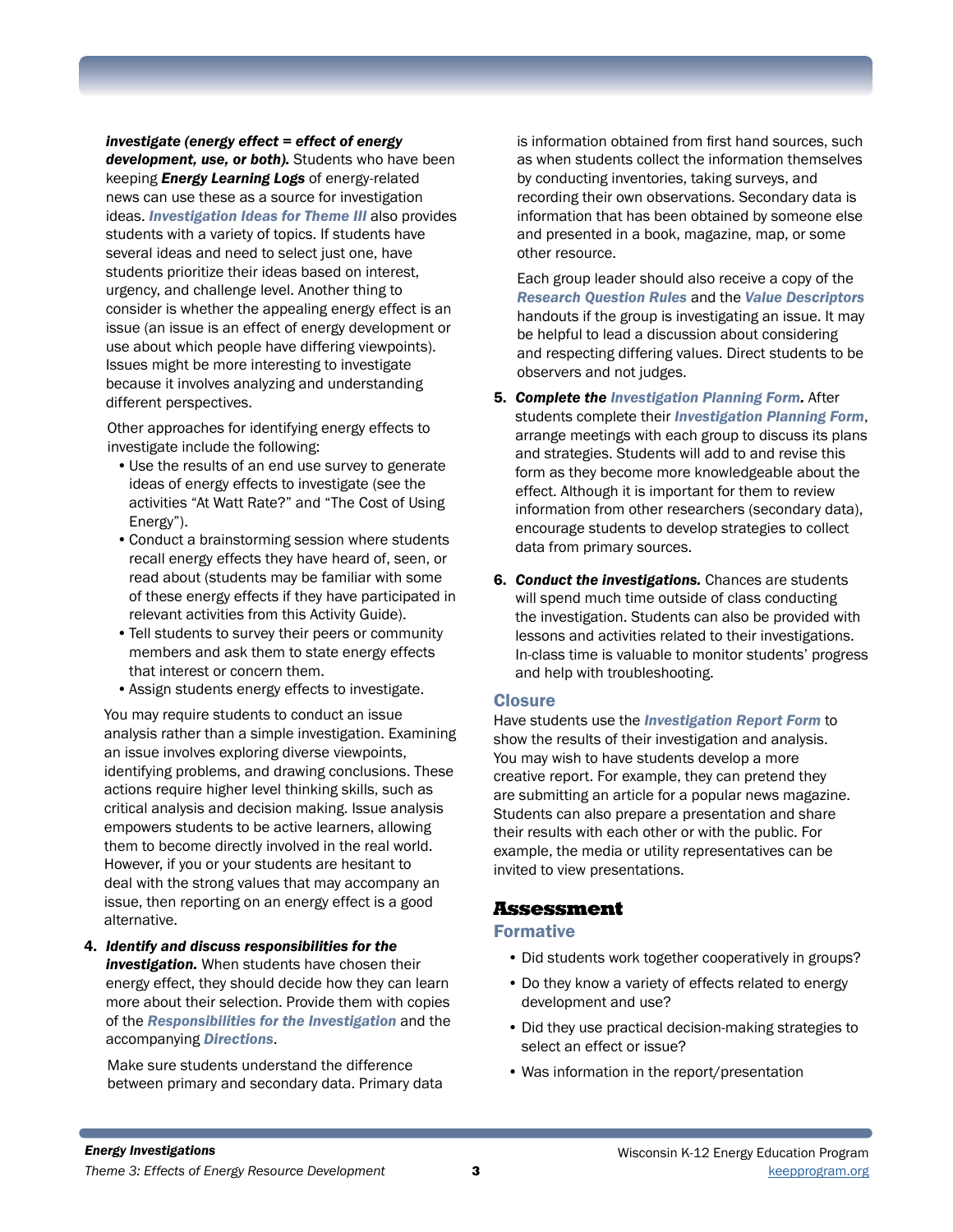***investigate (energy effect = effect of energy development, use, or both).*** Students who have been keeping ***Energy Learning Logs*** of energy-related news can use these as a source for investigation ideas. ***Investigation Ideas for Theme III*** also provides students with a variety of topics. If students have several ideas and need to select just one, have students prioritize their ideas based on interest, urgency, and challenge level. Another thing to consider is whether the appealing energy effect is an issue (an issue is an effect of energy development or use about which people have differing viewpoints). Issues might be more interesting to investigate because it involves analyzing and understanding different perspectives.

Other approaches for identifying energy effects to investigate include the following:

- Use the results of an end use survey to generate ideas of energy effects to investigate (see the activities "At Watt Rate?" and "The Cost of Using Energy").
- Conduct a brainstorming session where students recall energy effects they have heard of, seen, or read about (students may be familiar with some of these energy effects if they have participated in relevant activities from this Activity Guide).
- Tell students to survey their peers or community members and ask them to state energy effects that interest or concern them.
- Assign students energy effects to investigate.

You may require students to conduct an issue analysis rather than a simple investigation. Examining an issue involves exploring diverse viewpoints, identifying problems, and drawing conclusions. These actions require higher level thinking skills, such as critical analysis and decision making. Issue analysis empowers students to be active learners, allowing them to become directly involved in the real world. However, if you or your students are hesitant to deal with the strong values that may accompany an issue, then reporting on an energy effect is a good alternative.

4. ***Identify and discuss responsibilities for the investigation.*** When students have chosen their energy effect, they should decide how they can learn more about their selection. Provide them with copies of the ***Responsibilities for the Investigation*** and the accompanying ***Directions***.

   Make sure students understand the difference between primary and secondary data. Primary data is information obtained from first hand sources, such as when students collect the information themselves by conducting inventories, taking surveys, and recording their own observations. Secondary data is information that has been obtained by someone else and presented in a book, magazine, map, or some other resource.

   Each group leader should also receive a copy of the ***Research Question Rules*** and the ***Value Descriptors*** handouts if the group is investigating an issue. It may be helpful to lead a discussion about considering and respecting differing values. Direct students to be observers and not judges.

5. ***Complete the Investigation Planning Form.*** After students complete their ***Investigation Planning Form***, arrange meetings with each group to discuss its plans and strategies. Students will add to and revise this form as they become more knowledgeable about the effect. Although it is important for them to review information from other researchers (secondary data), encourage students to develop strategies to collect data from primary sources.

6. ***Conduct the investigations.*** Chances are students will spend much time outside of class conducting the investigation. Students can also be provided with lessons and activities related to their investigations. In-class time is valuable to monitor students' progress and help with troubleshooting.

### Closure

Have students use the ***Investigation Report Form*** to show the results of their investigation and analysis. You may wish to have students develop a more creative report. For example, they can pretend they are submitting an article for a popular news magazine. Students can also prepare a presentation and share their results with each other or with the public. For example, the media or utility representatives can be invited to view presentations.

## Assessment

### Formative

- Did students work together cooperatively in groups?
- Do they know a variety of effects related to energy development and use?
- Did they use practical decision-making strategies to select an effect or issue?
- Was information in the report/presentation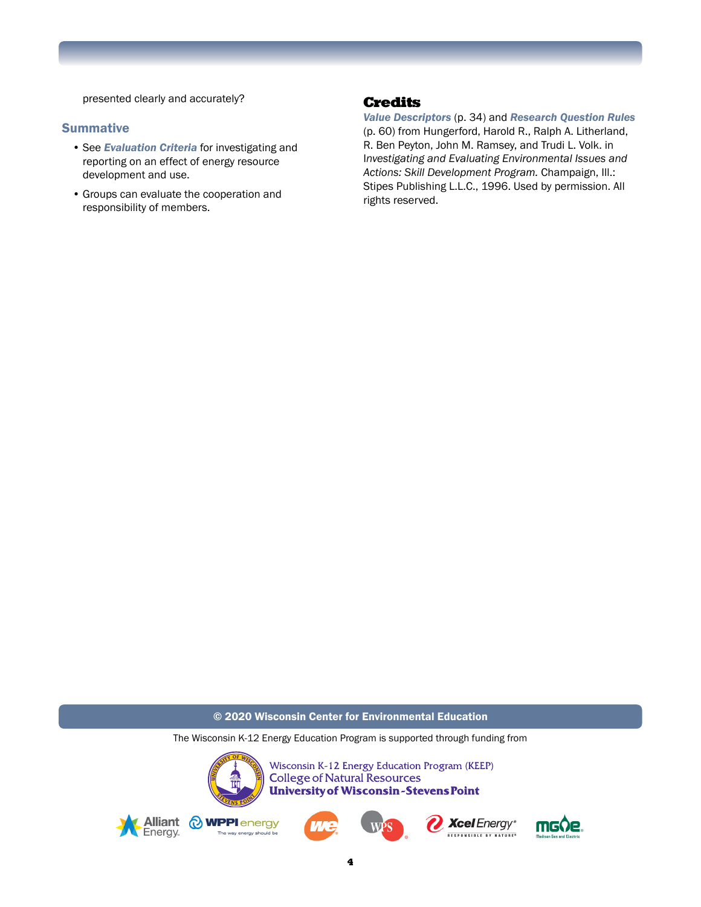presented clearly and accurately?

### Summative

- See ***Evaluation Criteria*** for investigating and reporting on an effect of energy resource development and use.
- Groups can evaluate the cooperation and responsibility of members.

## Credits

***Value Descriptors*** (p. 34) and ***Research Question Rules*** (p. 60) from Hungerford, Harold R., Ralph A. Litherland, R. Ben Peyton, John M. Ramsey, and Trudi L. Volk. in *Investigating and Evaluating Environmental Issues and Actions: Skill Development Program.* Champaign, Ill.: Stipes Publishing L.L.C., 1996. Used by permission. All rights reserved.

**© 2020 Wisconsin Center for Environmental Education**

The Wisconsin K-12 Energy Education Program is supported through funding from

Wisconsin K-12 Energy Education Program (KEEP)
College of Natural Resources
University of Wisconsin-Stevens Point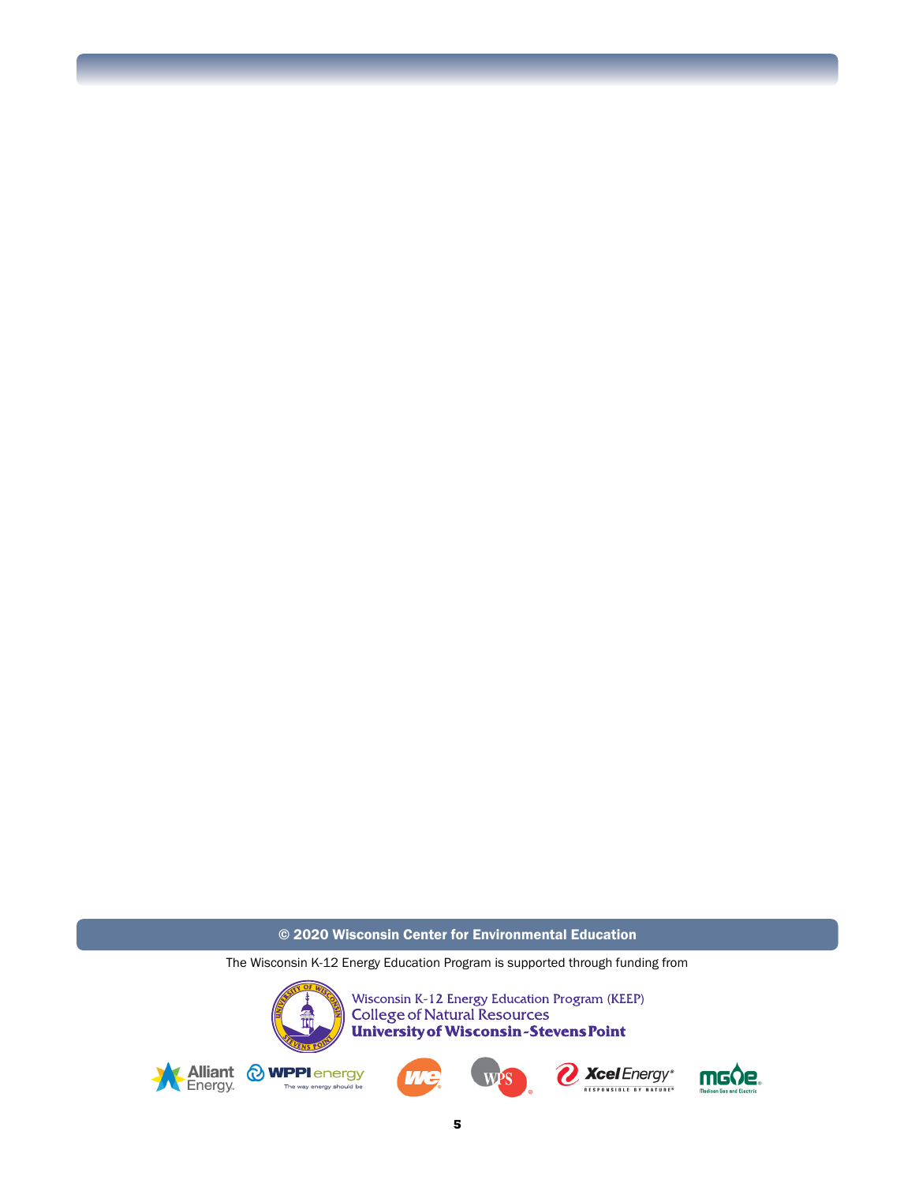**© 2020 Wisconsin Center for Environmental Education**

The Wisconsin K-12 Energy Education Program is supported through funding from

Wisconsin K-12 Energy Education Program (KEEP)
College of Natural Resources
**University of Wisconsin-Stevens Point**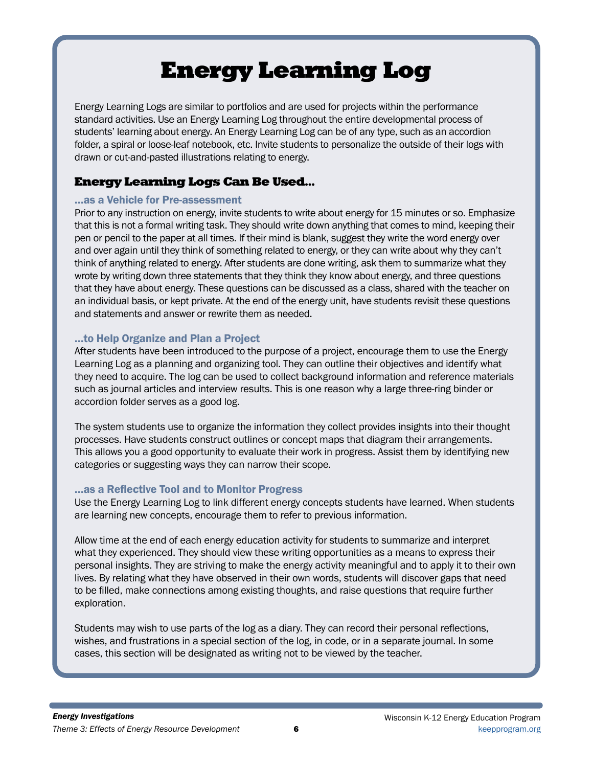# Energy Learning Log

Energy Learning Logs are similar to portfolios and are used for projects within the performance standard activities. Use an Energy Learning Log throughout the entire developmental process of students' learning about energy. An Energy Learning Log can be of any type, such as an accordion folder, a spiral or loose-leaf notebook, etc. Invite students to personalize the outside of their logs with drawn or cut-and-pasted illustrations relating to energy.

## Energy Learning Logs Can Be Used...

### ...as a Vehicle for Pre-assessment

Prior to any instruction on energy, invite students to write about energy for 15 minutes or so. Emphasize that this is not a formal writing task. They should write down anything that comes to mind, keeping their pen or pencil to the paper at all times. If their mind is blank, suggest they write the word energy over and over again until they think of something related to energy, or they can write about why they can't think of anything related to energy. After students are done writing, ask them to summarize what they wrote by writing down three statements that they think they know about energy, and three questions that they have about energy. These questions can be discussed as a class, shared with the teacher on an individual basis, or kept private. At the end of the energy unit, have students revisit these questions and statements and answer or rewrite them as needed.

### ...to Help Organize and Plan a Project

After students have been introduced to the purpose of a project, encourage them to use the Energy Learning Log as a planning and organizing tool. They can outline their objectives and identify what they need to acquire. The log can be used to collect background information and reference materials such as journal articles and interview results. This is one reason why a large three-ring binder or accordion folder serves as a good log.

The system students use to organize the information they collect provides insights into their thought processes. Have students construct outlines or concept maps that diagram their arrangements. This allows you a good opportunity to evaluate their work in progress. Assist them by identifying new categories or suggesting ways they can narrow their scope.

### ...as a Reflective Tool and to Monitor Progress

Use the Energy Learning Log to link different energy concepts students have learned. When students are learning new concepts, encourage them to refer to previous information.

Allow time at the end of each energy education activity for students to summarize and interpret what they experienced. They should view these writing opportunities as a means to express their personal insights. They are striving to make the energy activity meaningful and to apply it to their own lives. By relating what they have observed in their own words, students will discover gaps that need to be filled, make connections among existing thoughts, and raise questions that require further exploration.

Students may wish to use parts of the log as a diary. They can record their personal reflections, wishes, and frustrations in a special section of the log, in code, or in a separate journal. In some cases, this section will be designated as writing not to be viewed by the teacher.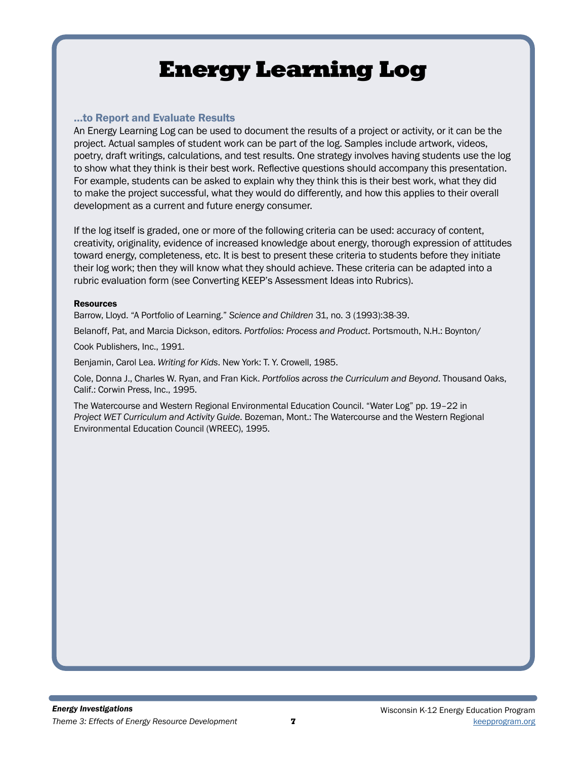# Energy Learning Log

### ...to Report and Evaluate Results

An Energy Learning Log can be used to document the results of a project or activity, or it can be the project. Actual samples of student work can be part of the log. Samples include artwork, videos, poetry, draft writings, calculations, and test results. One strategy involves having students use the log to show what they think is their best work. Reflective questions should accompany this presentation. For example, students can be asked to explain why they think this is their best work, what they did to make the project successful, what they would do differently, and how this applies to their overall development as a current and future energy consumer.

If the log itself is graded, one or more of the following criteria can be used: accuracy of content, creativity, originality, evidence of increased knowledge about energy, thorough expression of attitudes toward energy, completeness, etc. It is best to present these criteria to students before they initiate their log work; then they will know what they should achieve. These criteria can be adapted into a rubric evaluation form (see Converting KEEP's Assessment Ideas into Rubrics).

**Resources**

Barrow, Lloyd. "A Portfolio of Learning." *Science and Children* 31, no. 3 (1993):38-39.

Belanoff, Pat, and Marcia Dickson, editors. *Portfolios: Process and Product*. Portsmouth, N.H.: Boynton/Cook Publishers, Inc., 1991.

Benjamin, Carol Lea. *Writing for Kids*. New York: T. Y. Crowell, 1985.

Cole, Donna J., Charles W. Ryan, and Fran Kick. *Portfolios across the Curriculum and Beyond*. Thousand Oaks, Calif.: Corwin Press, Inc., 1995.

The Watercourse and Western Regional Environmental Education Council. "Water Log" pp. 19–22 in *Project WET Curriculum and Activity Guide*. Bozeman, Mont.: The Watercourse and the Western Regional Environmental Education Council (WREEC), 1995.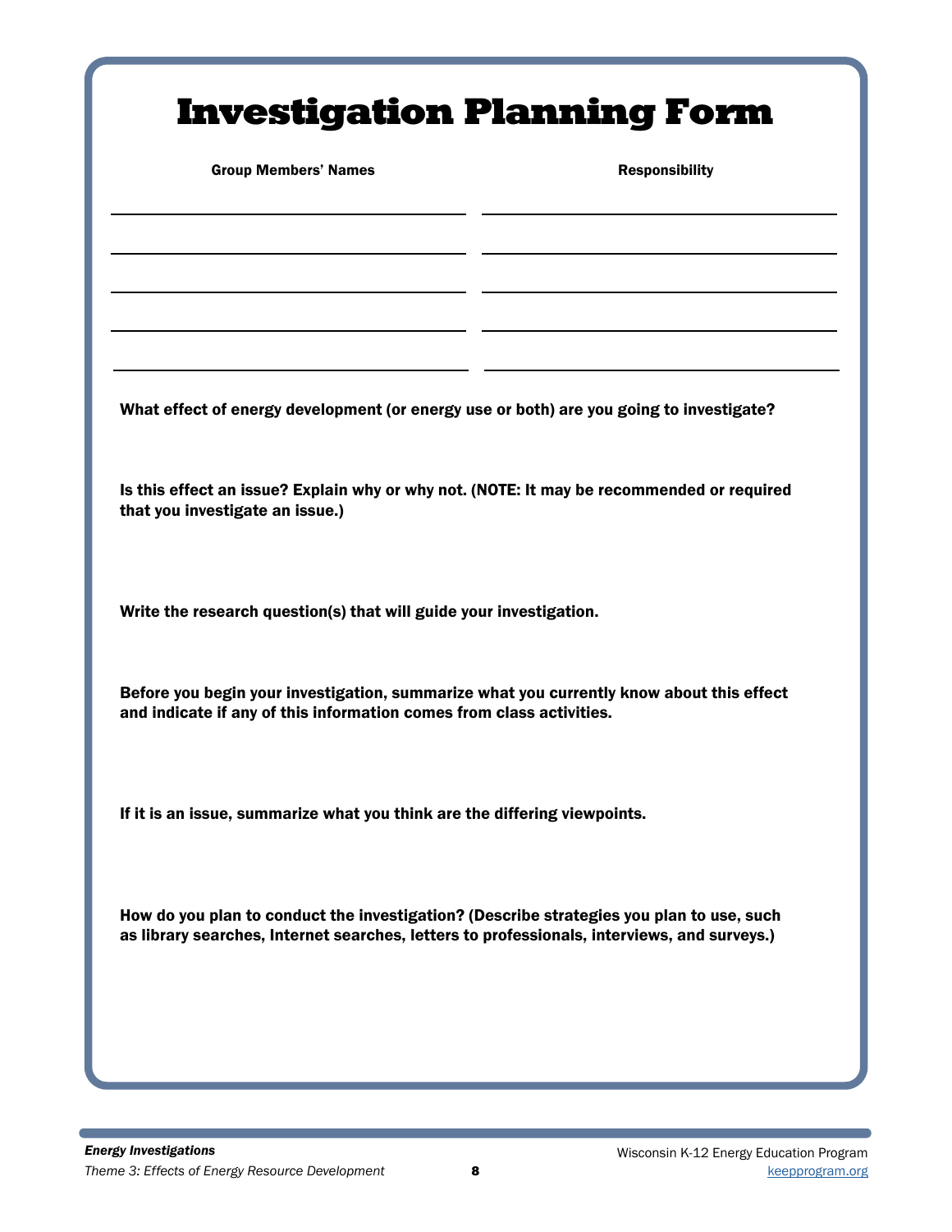# Investigation Planning Form

| Group Members' Names | Responsibility |
| --- | --- |
| | |
| | |
| | |
| | |
| | |

**What effect of energy development (or energy use or both) are you going to investigate?**

**Is this effect an issue? Explain why or why not. (NOTE: It may be recommended or required that you investigate an issue.)**

**Write the research question(s) that will guide your investigation.**

**Before you begin your investigation, summarize what you currently know about this effect and indicate if any of this information comes from class activities.**

**If it is an issue, summarize what you think are the differing viewpoints.**

**How do you plan to conduct the investigation? (Describe strategies you plan to use, such as library searches, Internet searches, letters to professionals, interviews, and surveys.)**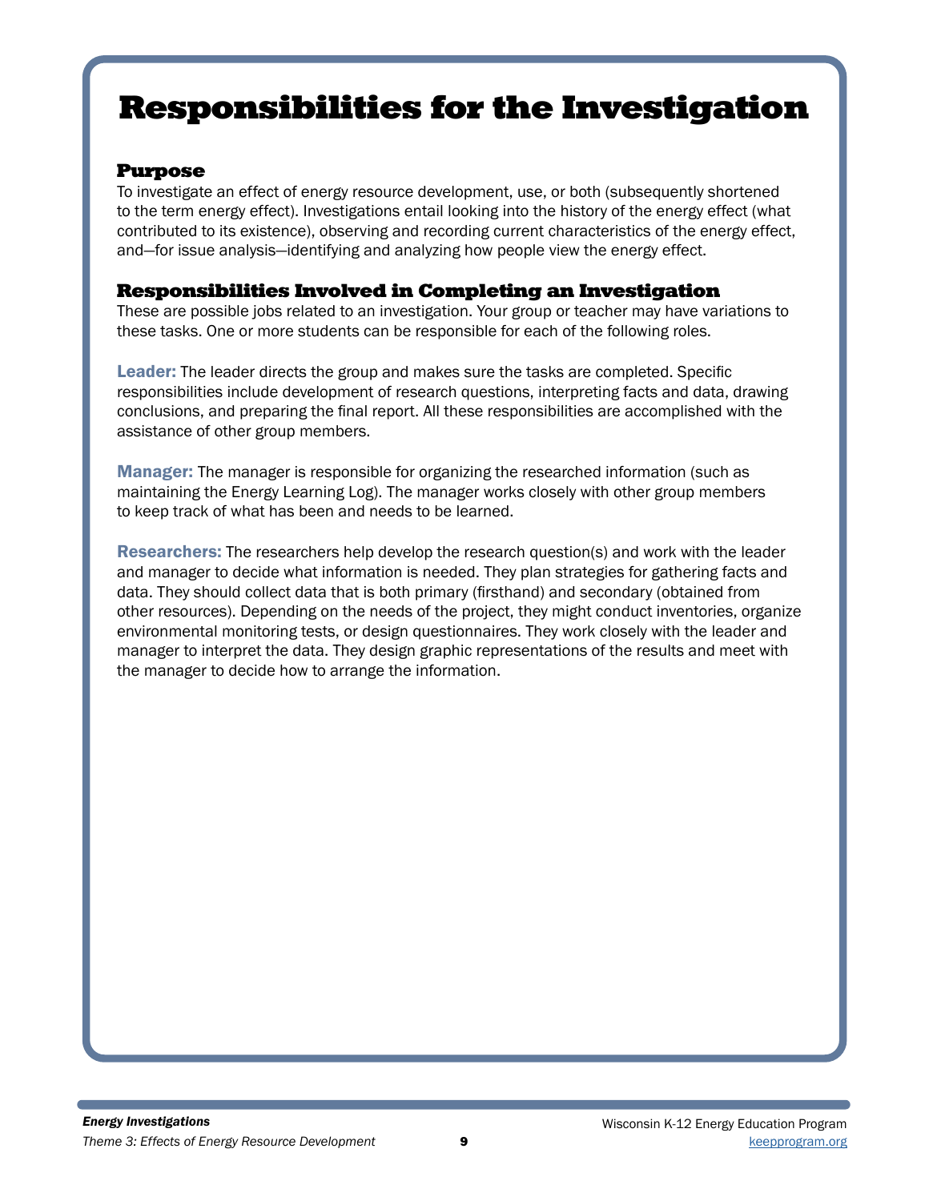# Responsibilities for the Investigation

## Purpose

To investigate an effect of energy resource development, use, or both (subsequently shortened to the term energy effect). Investigations entail looking into the history of the energy effect (what contributed to its existence), observing and recording current characteristics of the energy effect, and—for issue analysis—identifying and analyzing how people view the energy effect.

## Responsibilities Involved in Completing an Investigation

These are possible jobs related to an investigation. Your group or teacher may have variations to these tasks. One or more students can be responsible for each of the following roles.

**Leader:** The leader directs the group and makes sure the tasks are completed. Specific responsibilities include development of research questions, interpreting facts and data, drawing conclusions, and preparing the final report. All these responsibilities are accomplished with the assistance of other group members.

**Manager:** The manager is responsible for organizing the researched information (such as maintaining the Energy Learning Log). The manager works closely with other group members to keep track of what has been and needs to be learned.

**Researchers:** The researchers help develop the research question(s) and work with the leader and manager to decide what information is needed. They plan strategies for gathering facts and data. They should collect data that is both primary (firsthand) and secondary (obtained from other resources). Depending on the needs of the project, they might conduct inventories, organize environmental monitoring tests, or design questionnaires. They work closely with the leader and manager to interpret the data. They design graphic representations of the results and meet with the manager to decide how to arrange the information.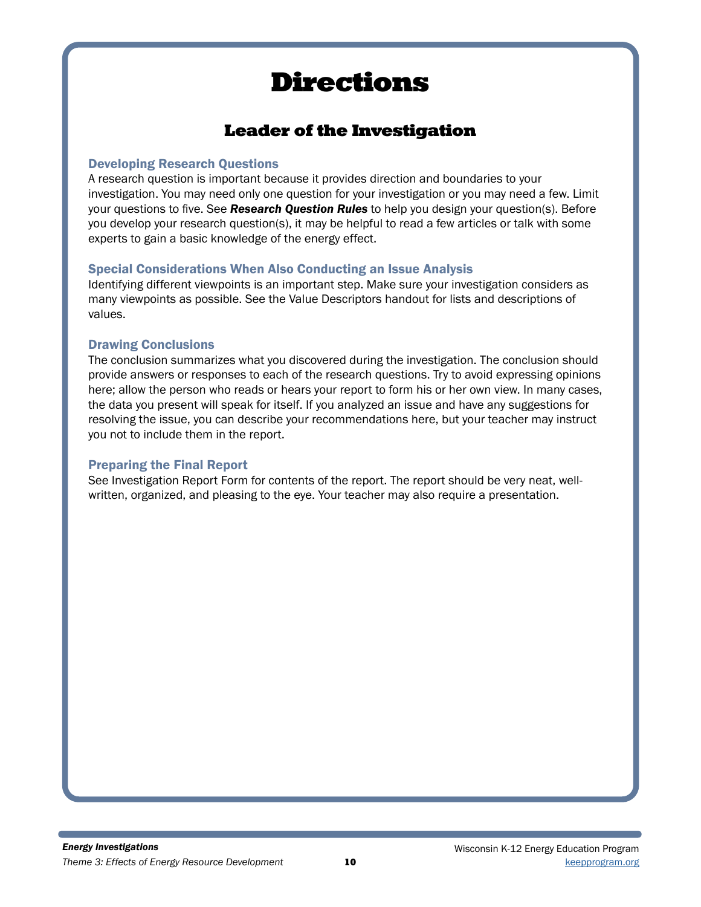# Directions

## Leader of the Investigation

### Developing Research Questions

A research question is important because it provides direction and boundaries to your investigation. You may need only one question for your investigation or you may need a few. Limit your questions to five. See ***Research Question Rules*** to help you design your question(s). Before you develop your research question(s), it may be helpful to read a few articles or talk with some experts to gain a basic knowledge of the energy effect.

### Special Considerations When Also Conducting an Issue Analysis

Identifying different viewpoints is an important step. Make sure your investigation considers as many viewpoints as possible. See the Value Descriptors handout for lists and descriptions of values.

### Drawing Conclusions

The conclusion summarizes what you discovered during the investigation. The conclusion should provide answers or responses to each of the research questions. Try to avoid expressing opinions here; allow the person who reads or hears your report to form his or her own view. In many cases, the data you present will speak for itself. If you analyzed an issue and have any suggestions for resolving the issue, you can describe your recommendations here, but your teacher may instruct you not to include them in the report.

### Preparing the Final Report

See Investigation Report Form for contents of the report. The report should be very neat, well-written, organized, and pleasing to the eye. Your teacher may also require a presentation.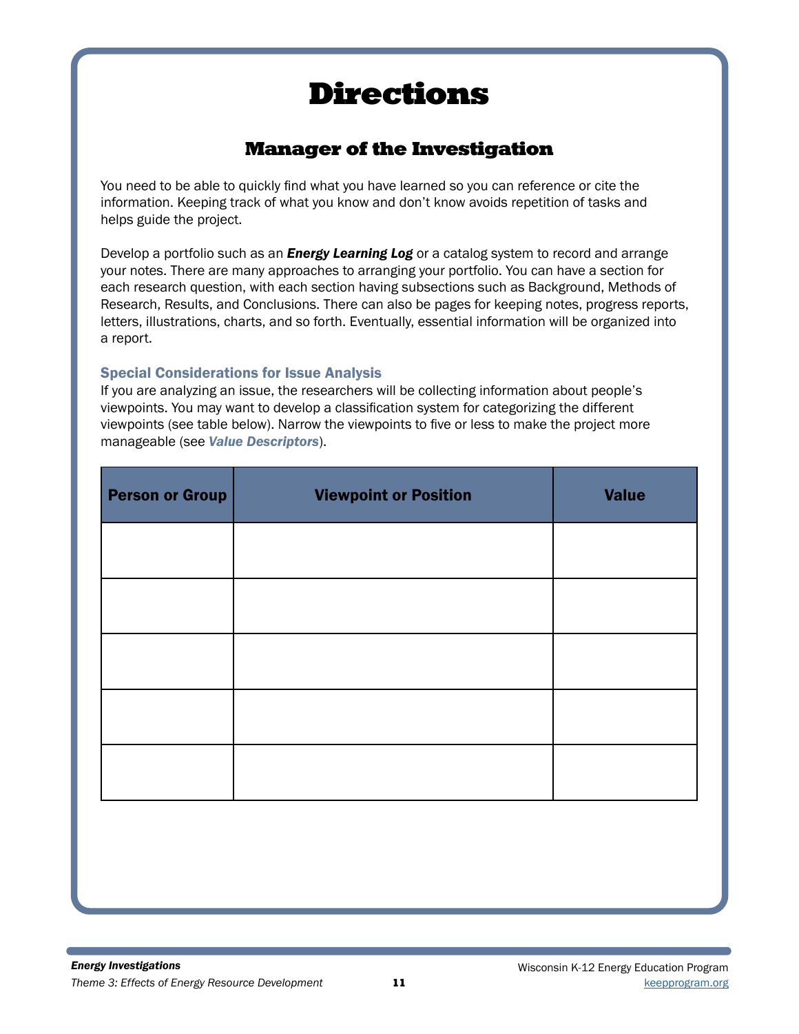# Directions

## Manager of the Investigation

You need to be able to quickly find what you have learned so you can reference or cite the information. Keeping track of what you know and don't know avoids repetition of tasks and helps guide the project.

Develop a portfolio such as an ***Energy Learning Log*** or a catalog system to record and arrange your notes. There are many approaches to arranging your portfolio. You can have a section for each research question, with each section having subsections such as Background, Methods of Research, Results, and Conclusions. There can also be pages for keeping notes, progress reports, letters, illustrations, charts, and so forth. Eventually, essential information will be organized into a report.

### Special Considerations for Issue Analysis

If you are analyzing an issue, the researchers will be collecting information about people's viewpoints. You may want to develop a classification system for categorizing the different viewpoints (see table below). Narrow the viewpoints to five or less to make the project more manageable (see ***Value Descriptors***).

| Person or Group | Viewpoint or Position | Value |
|---|---|---|
| | | |
| | | |
| | | |
| | | |
| | | |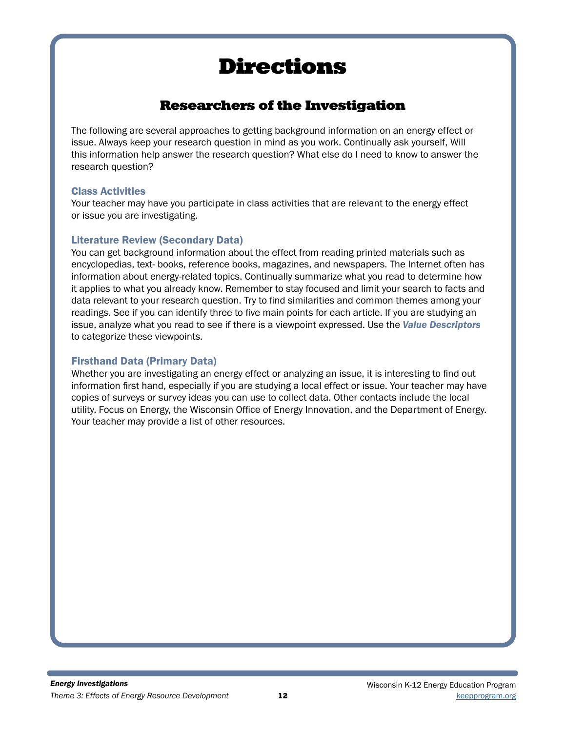# Directions

## Researchers of the Investigation

The following are several approaches to getting background information on an energy effect or issue. Always keep your research question in mind as you work. Continually ask yourself, Will this information help answer the research question? What else do I need to know to answer the research question?

### Class Activities

Your teacher may have you participate in class activities that are relevant to the energy effect or issue you are investigating.

### Literature Review (Secondary Data)

You can get background information about the effect from reading printed materials such as encyclopedias, text- books, reference books, magazines, and newspapers. The Internet often has information about energy-related topics. Continually summarize what you read to determine how it applies to what you already know. Remember to stay focused and limit your search to facts and data relevant to your research question. Try to find similarities and common themes among your readings. See if you can identify three to five main points for each article. If you are studying an issue, analyze what you read to see if there is a viewpoint expressed. Use the ***Value Descriptors*** to categorize these viewpoints.

### Firsthand Data (Primary Data)

Whether you are investigating an energy effect or analyzing an issue, it is interesting to find out information first hand, especially if you are studying a local effect or issue. Your teacher may have copies of surveys or survey ideas you can use to collect data. Other contacts include the local utility, Focus on Energy, the Wisconsin Office of Energy Innovation, and the Department of Energy. Your teacher may provide a list of other resources.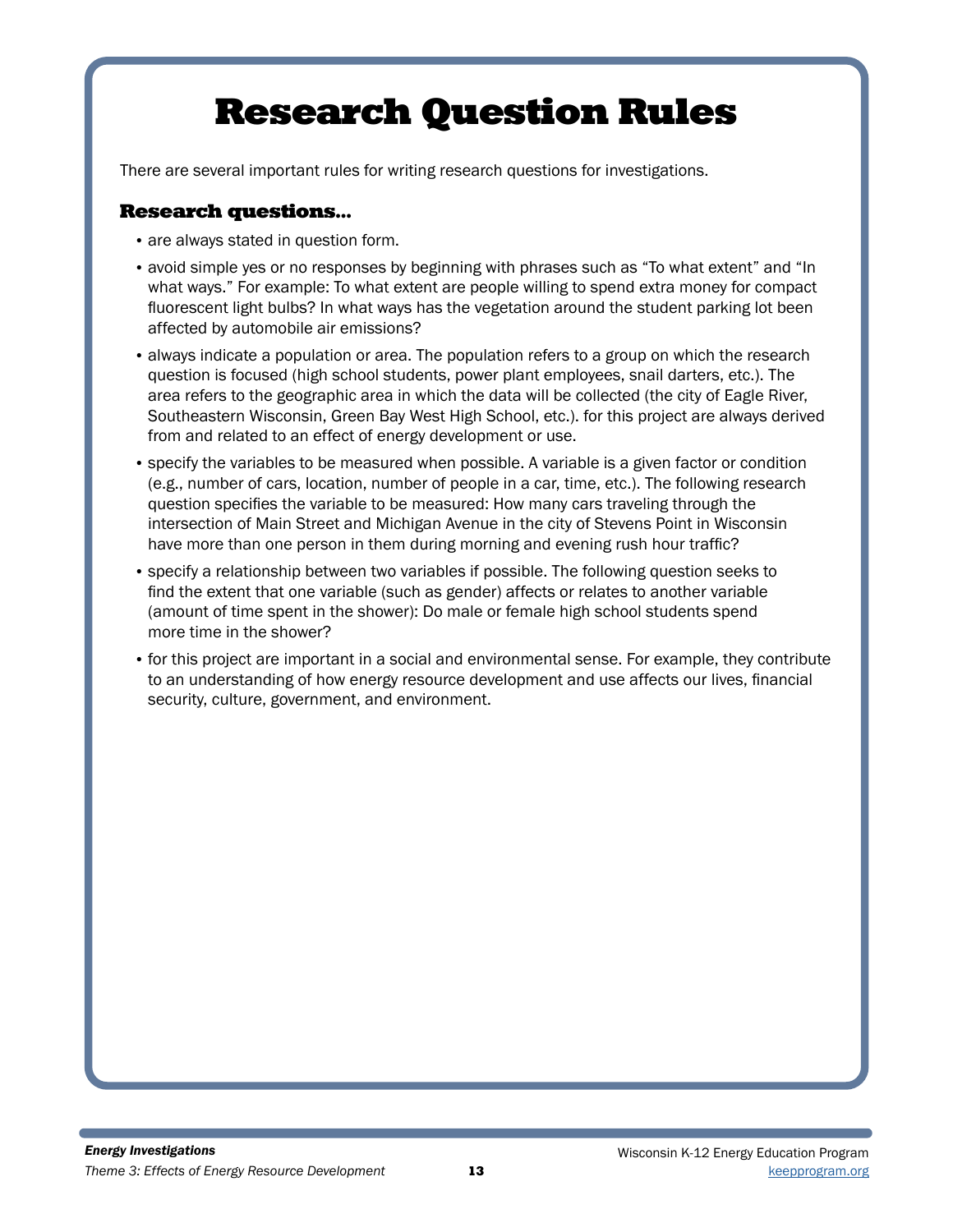# Research Question Rules

There are several important rules for writing research questions for investigations.

### Research questions...

- are always stated in question form.
- avoid simple yes or no responses by beginning with phrases such as "To what extent" and "In what ways." For example: To what extent are people willing to spend extra money for compact fluorescent light bulbs? In what ways has the vegetation around the student parking lot been affected by automobile air emissions?
- always indicate a population or area. The population refers to a group on which the research question is focused (high school students, power plant employees, snail darters, etc.). The area refers to the geographic area in which the data will be collected (the city of Eagle River, Southeastern Wisconsin, Green Bay West High School, etc.). for this project are always derived from and related to an effect of energy development or use.
- specify the variables to be measured when possible. A variable is a given factor or condition (e.g., number of cars, location, number of people in a car, time, etc.). The following research question specifies the variable to be measured: How many cars traveling through the intersection of Main Street and Michigan Avenue in the city of Stevens Point in Wisconsin have more than one person in them during morning and evening rush hour traffic?
- specify a relationship between two variables if possible. The following question seeks to find the extent that one variable (such as gender) affects or relates to another variable (amount of time spent in the shower): Do male or female high school students spend more time in the shower?
- for this project are important in a social and environmental sense. For example, they contribute to an understanding of how energy resource development and use affects our lives, financial security, culture, government, and environment.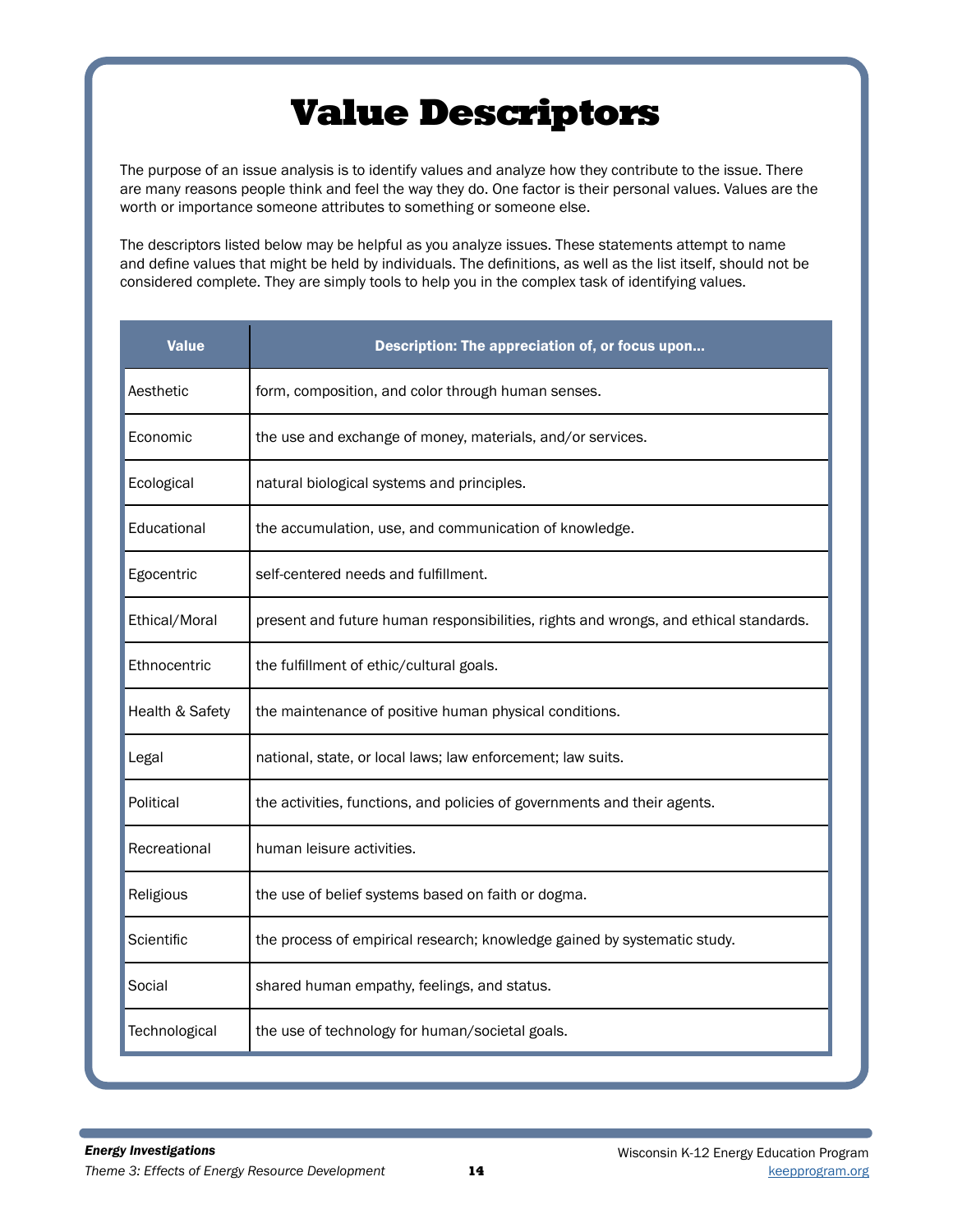# Value Descriptors

The purpose of an issue analysis is to identify values and analyze how they contribute to the issue. There are many reasons people think and feel the way they do. One factor is their personal values. Values are the worth or importance someone attributes to something or someone else.

The descriptors listed below may be helpful as you analyze issues. These statements attempt to name and define values that might be held by individuals. The definitions, as well as the list itself, should not be considered complete. They are simply tools to help you in the complex task of identifying values.

| Value | Description: The appreciation of, or focus upon... |
|---|---|
| Aesthetic | form, composition, and color through human senses. |
| Economic | the use and exchange of money, materials, and/or services. |
| Ecological | natural biological systems and principles. |
| Educational | the accumulation, use, and communication of knowledge. |
| Egocentric | self-centered needs and fulfillment. |
| Ethical/Moral | present and future human responsibilities, rights and wrongs, and ethical standards. |
| Ethnocentric | the fulfillment of ethic/cultural goals. |
| Health & Safety | the maintenance of positive human physical conditions. |
| Legal | national, state, or local laws; law enforcement; law suits. |
| Political | the activities, functions, and policies of governments and their agents. |
| Recreational | human leisure activities. |
| Religious | the use of belief systems based on faith or dogma. |
| Scientific | the process of empirical research; knowledge gained by systematic study. |
| Social | shared human empathy, feelings, and status. |
| Technological | the use of technology for human/societal goals. |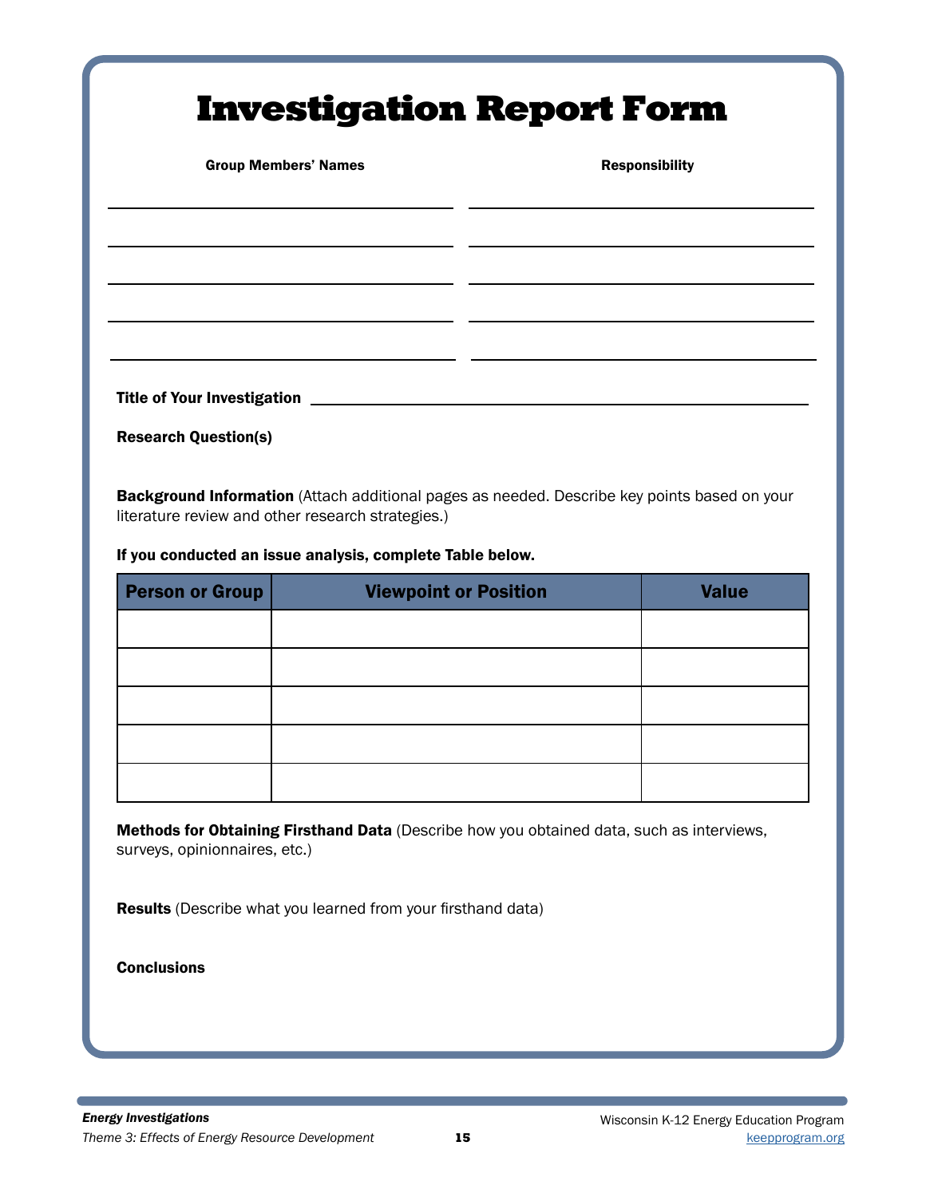# Investigation Report Form

| Group Members' Names | Responsibility |
|---|---|
| | |
| | |
| | |
| | |
| | |

**Title of Your Investigation** ____________________

**Research Question(s)**

**Background Information** (Attach additional pages as needed. Describe key points based on your literature review and other research strategies.)

**If you conducted an issue analysis, complete Table below.**

| Person or Group | Viewpoint or Position | Value |
|---|---|---|
| | | |
| | | |
| | | |
| | | |
| | | |

**Methods for Obtaining Firsthand Data** (Describe how you obtained data, such as interviews, surveys, opinionnaires, etc.)

**Results** (Describe what you learned from your firsthand data)

**Conclusions**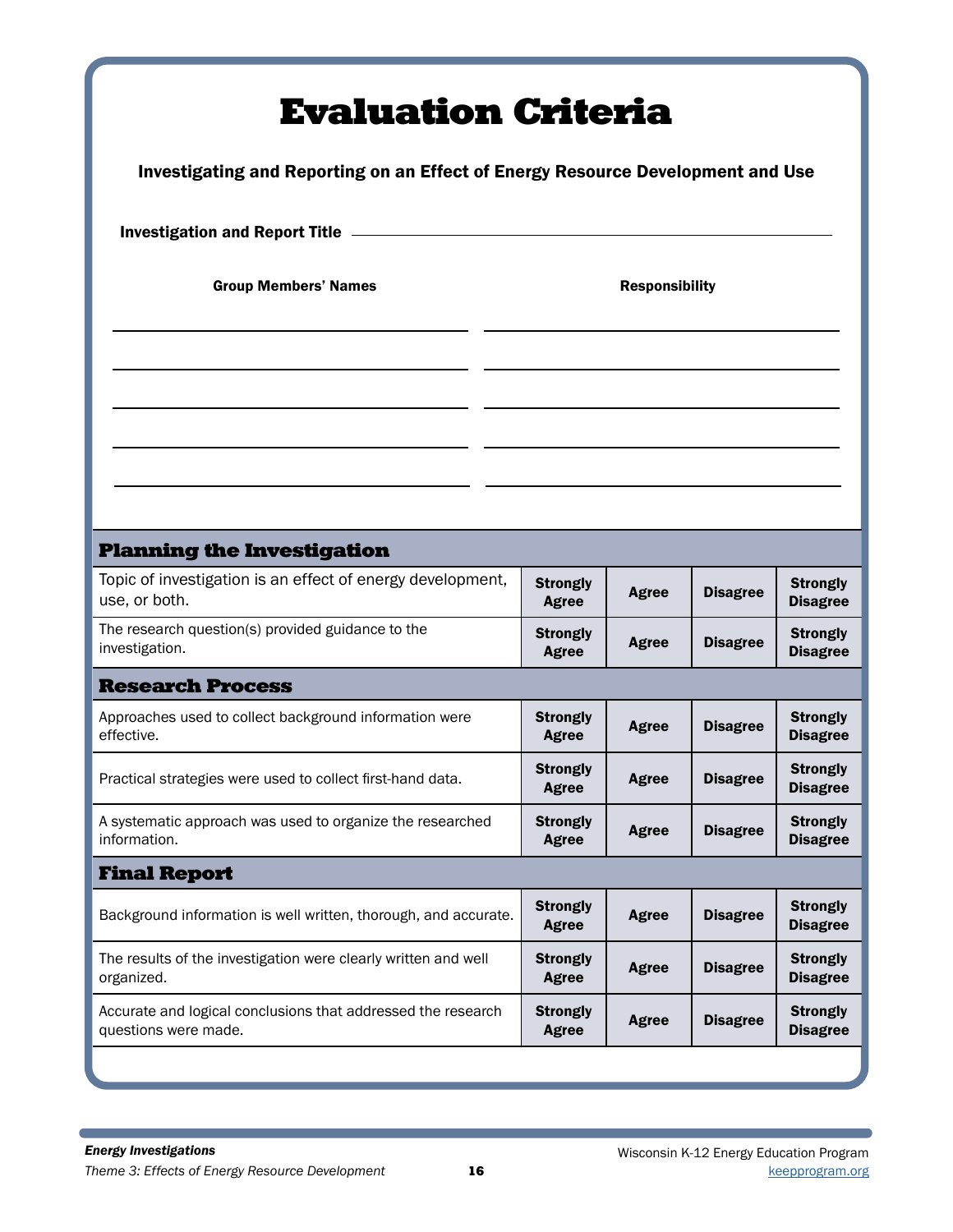# Evaluation Criteria

**Investigating and Reporting on an Effect of Energy Resource Development and Use**

**Investigation and Report Title** ______________________________________________

| Group Members' Names | Responsibility |
|---|---|
| | |
| | |
| | |
| | |
| | |

| Planning the Investigation | | | | |
|---|---|---|---|---|
| Topic of investigation is an effect of energy development, use, or both. | Strongly Agree | Agree | Disagree | Strongly Disagree |
| The research question(s) provided guidance to the investigation. | Strongly Agree | Agree | Disagree | Strongly Disagree |
| **Research Process** | | | | |
| Approaches used to collect background information were effective. | Strongly Agree | Agree | Disagree | Strongly Disagree |
| Practical strategies were used to collect first-hand data. | Strongly Agree | Agree | Disagree | Strongly Disagree |
| A systematic approach was used to organize the researched information. | Strongly Agree | Agree | Disagree | Strongly Disagree |
| **Final Report** | | | | |
| Background information is well written, thorough, and accurate. | Strongly Agree | Agree | Disagree | Strongly Disagree |
| The results of the investigation were clearly written and well organized. | Strongly Agree | Agree | Disagree | Strongly Disagree |
| Accurate and logical conclusions that addressed the research questions were made. | Strongly Agree | Agree | Disagree | Strongly Disagree |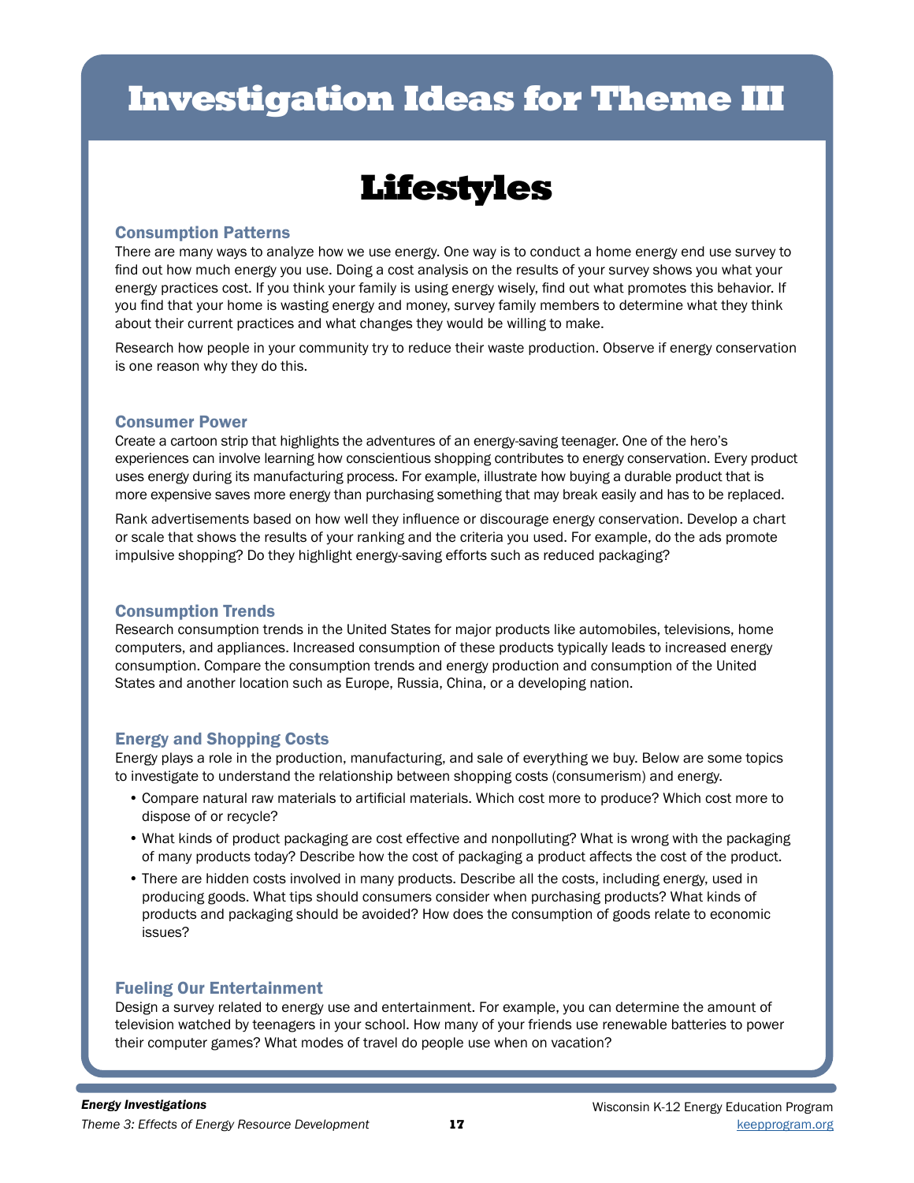# Investigation Ideas for Theme III

## Lifestyles

### Consumption Patterns

There are many ways to analyze how we use energy. One way is to conduct a home energy end use survey to find out how much energy you use. Doing a cost analysis on the results of your survey shows you what your energy practices cost. If you think your family is using energy wisely, find out what promotes this behavior. If you find that your home is wasting energy and money, survey family members to determine what they think about their current practices and what changes they would be willing to make.

Research how people in your community try to reduce their waste production. Observe if energy conservation is one reason why they do this.

### Consumer Power

Create a cartoon strip that highlights the adventures of an energy-saving teenager. One of the hero's experiences can involve learning how conscientious shopping contributes to energy conservation. Every product uses energy during its manufacturing process. For example, illustrate how buying a durable product that is more expensive saves more energy than purchasing something that may break easily and has to be replaced.

Rank advertisements based on how well they influence or discourage energy conservation. Develop a chart or scale that shows the results of your ranking and the criteria you used. For example, do the ads promote impulsive shopping? Do they highlight energy-saving efforts such as reduced packaging?

### Consumption Trends

Research consumption trends in the United States for major products like automobiles, televisions, home computers, and appliances. Increased consumption of these products typically leads to increased energy consumption. Compare the consumption trends and energy production and consumption of the United States and another location such as Europe, Russia, China, or a developing nation.

### Energy and Shopping Costs

Energy plays a role in the production, manufacturing, and sale of everything we buy. Below are some topics to investigate to understand the relationship between shopping costs (consumerism) and energy.

- Compare natural raw materials to artificial materials. Which cost more to produce? Which cost more to dispose of or recycle?
- What kinds of product packaging are cost effective and nonpolluting? What is wrong with the packaging of many products today? Describe how the cost of packaging a product affects the cost of the product.
- There are hidden costs involved in many products. Describe all the costs, including energy, used in producing goods. What tips should consumers consider when purchasing products? What kinds of products and packaging should be avoided? How does the consumption of goods relate to economic issues?

### Fueling Our Entertainment

Design a survey related to energy use and entertainment. For example, you can determine the amount of television watched by teenagers in your school. How many of your friends use renewable batteries to power their computer games? What modes of travel do people use when on vacation?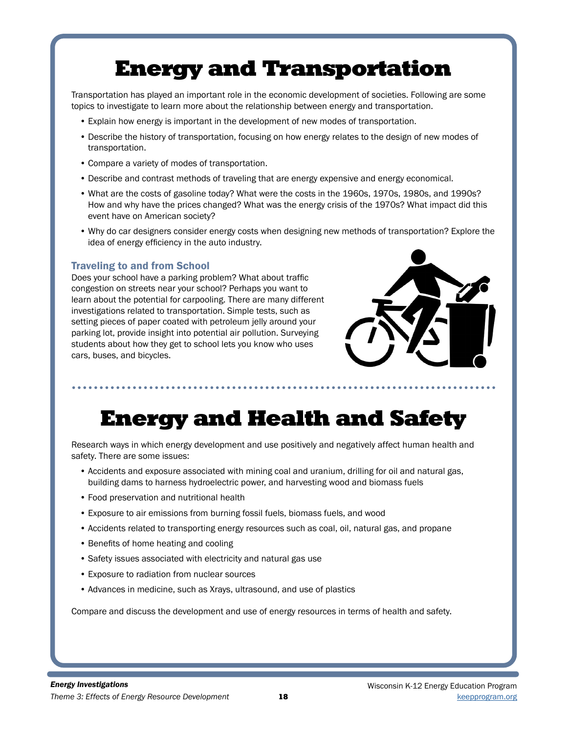# Energy and Transportation

Transportation has played an important role in the economic development of societies. Following are some topics to investigate to learn more about the relationship between energy and transportation.

- Explain how energy is important in the development of new modes of transportation.
- Describe the history of transportation, focusing on how energy relates to the design of new modes of transportation.
- Compare a variety of modes of transportation.
- Describe and contrast methods of traveling that are energy expensive and energy economical.
- What are the costs of gasoline today? What were the costs in the 1960s, 1970s, 1980s, and 1990s? How and why have the prices changed? What was the energy crisis of the 1970s? What impact did this event have on American society?
- Why do car designers consider energy costs when designing new methods of transportation? Explore the idea of energy efficiency in the auto industry.

### Traveling to and from School

Does your school have a parking problem? What about traffic congestion on streets near your school? Perhaps you want to learn about the potential for carpooling. There are many different investigations related to transportation. Simple tests, such as setting pieces of paper coated with petroleum jelly around your parking lot, provide insight into potential air pollution. Surveying students about how they get to school lets you know who uses cars, buses, and bicycles.

# Energy and Health and Safety

Research ways in which energy development and use positively and negatively affect human health and safety. There are some issues:

- Accidents and exposure associated with mining coal and uranium, drilling for oil and natural gas, building dams to harness hydroelectric power, and harvesting wood and biomass fuels
- Food preservation and nutritional health
- Exposure to air emissions from burning fossil fuels, biomass fuels, and wood
- Accidents related to transporting energy resources such as coal, oil, natural gas, and propane
- Benefits of home heating and cooling
- Safety issues associated with electricity and natural gas use
- Exposure to radiation from nuclear sources
- Advances in medicine, such as Xrays, ultrasound, and use of plastics

Compare and discuss the development and use of energy resources in terms of health and safety.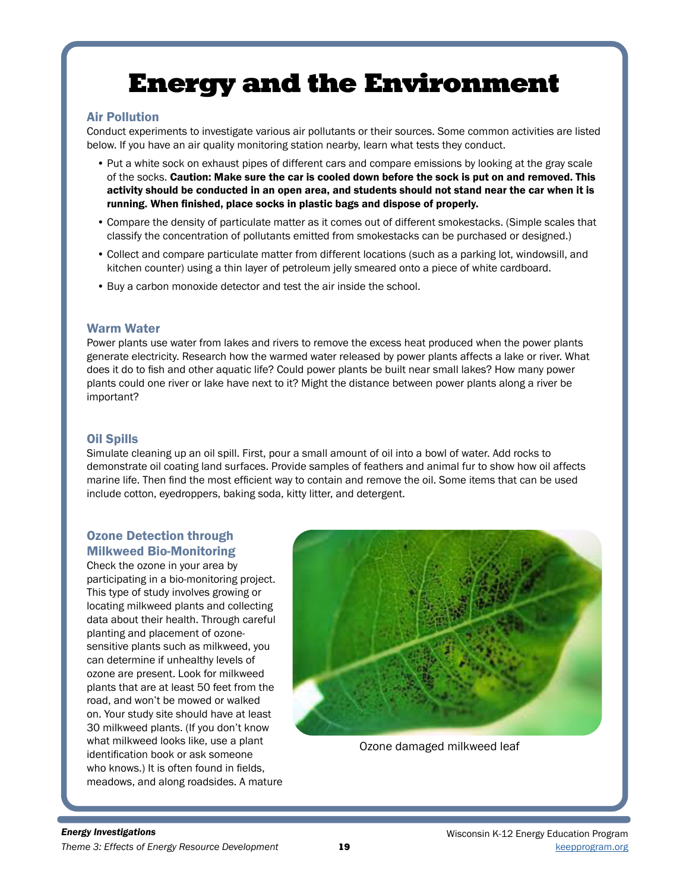# Energy and the Environment

## Air Pollution

Conduct experiments to investigate various air pollutants or their sources. Some common activities are listed below. If you have an air quality monitoring station nearby, learn what tests they conduct.

- Put a white sock on exhaust pipes of different cars and compare emissions by looking at the gray scale of the socks. **Caution: Make sure the car is cooled down before the sock is put on and removed. This activity should be conducted in an open area, and students should not stand near the car when it is running. When finished, place socks in plastic bags and dispose of properly.**
- Compare the density of particulate matter as it comes out of different smokestacks. (Simple scales that classify the concentration of pollutants emitted from smokestacks can be purchased or designed.)
- Collect and compare particulate matter from different locations (such as a parking lot, windowsill, and kitchen counter) using a thin layer of petroleum jelly smeared onto a piece of white cardboard.
- Buy a carbon monoxide detector and test the air inside the school.

## Warm Water

Power plants use water from lakes and rivers to remove the excess heat produced when the power plants generate electricity. Research how the warmed water released by power plants affects a lake or river. What does it do to fish and other aquatic life? Could power plants be built near small lakes? How many power plants could one river or lake have next to it? Might the distance between power plants along a river be important?

## Oil Spills

Simulate cleaning up an oil spill. First, pour a small amount of oil into a bowl of water. Add rocks to demonstrate oil coating land surfaces. Provide samples of feathers and animal fur to show how oil affects marine life. Then find the most efficient way to contain and remove the oil. Some items that can be used include cotton, eyedroppers, baking soda, kitty litter, and detergent.

## Ozone Detection through Milkweed Bio-Monitoring

Check the ozone in your area by participating in a bio-monitoring project. This type of study involves growing or locating milkweed plants and collecting data about their health. Through careful planting and placement of ozone-sensitive plants such as milkweed, you can determine if unhealthy levels of ozone are present. Look for milkweed plants that are at least 50 feet from the road, and won't be mowed or walked on. Your study site should have at least 30 milkweed plants. (If you don't know what milkweed looks like, use a plant identification book or ask someone who knows.) It is often found in fields, meadows, and along roadsides. A mature

Ozone damaged milkweed leaf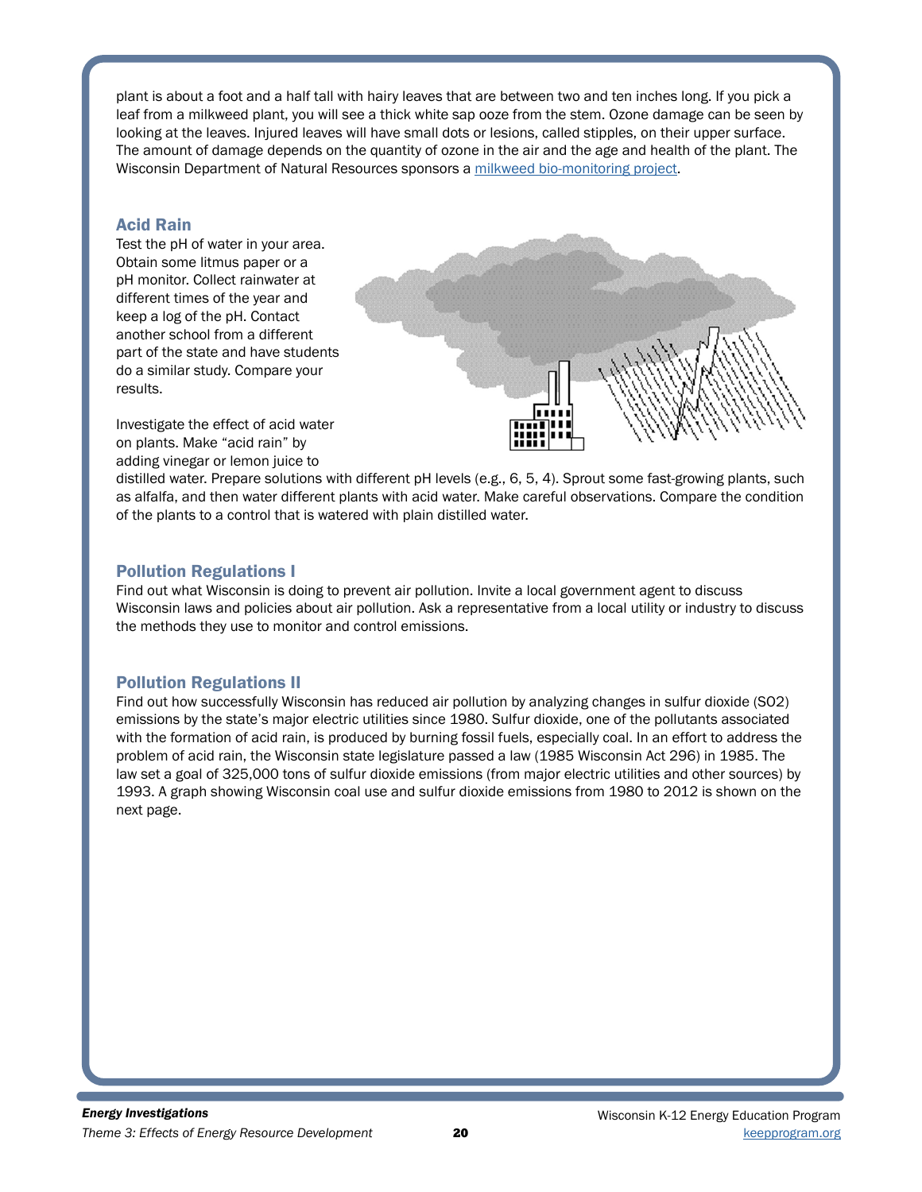plant is about a foot and a half tall with hairy leaves that are between two and ten inches long. If you pick a leaf from a milkweed plant, you will see a thick white sap ooze from the stem. Ozone damage can be seen by looking at the leaves. Injured leaves will have small dots or lesions, called stipples, on their upper surface. The amount of damage depends on the quantity of ozone in the air and the age and health of the plant. The Wisconsin Department of Natural Resources sponsors a [milkweed bio-monitoring project](#).

### Acid Rain

Test the pH of water in your area. Obtain some litmus paper or a pH monitor. Collect rainwater at different times of the year and keep a log of the pH. Contact another school from a different part of the state and have students do a similar study. Compare your results.

Investigate the effect of acid water on plants. Make "acid rain" by adding vinegar or lemon juice to distilled water. Prepare solutions with different pH levels (e.g., 6, 5, 4). Sprout some fast-growing plants, such as alfalfa, and then water different plants with acid water. Make careful observations. Compare the condition of the plants to a control that is watered with plain distilled water.

### Pollution Regulations I

Find out what Wisconsin is doing to prevent air pollution. Invite a local government agent to discuss Wisconsin laws and policies about air pollution. Ask a representative from a local utility or industry to discuss the methods they use to monitor and control emissions.

### Pollution Regulations II

Find out how successfully Wisconsin has reduced air pollution by analyzing changes in sulfur dioxide (SO2) emissions by the state's major electric utilities since 1980. Sulfur dioxide, one of the pollutants associated with the formation of acid rain, is produced by burning fossil fuels, especially coal. In an effort to address the problem of acid rain, the Wisconsin state legislature passed a law (1985 Wisconsin Act 296) in 1985. The law set a goal of 325,000 tons of sulfur dioxide emissions (from major electric utilities and other sources) by 1993. A graph showing Wisconsin coal use and sulfur dioxide emissions from 1980 to 2012 is shown on the next page.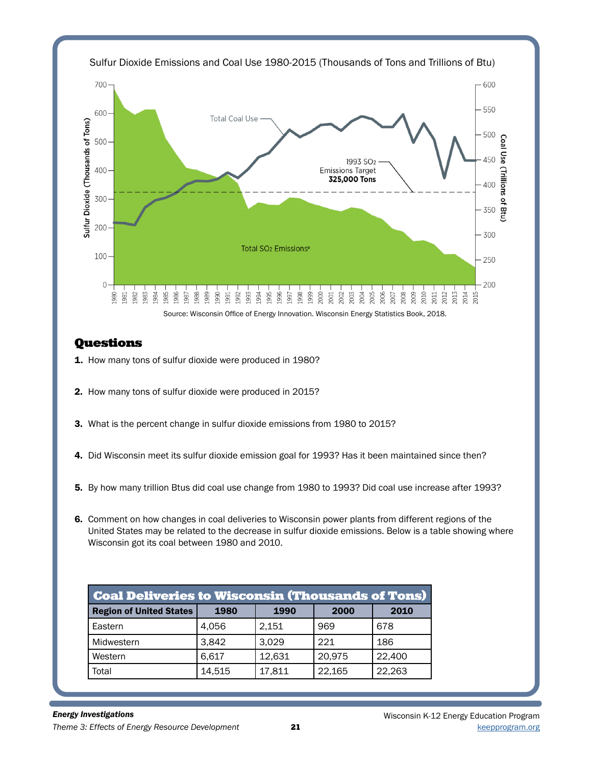Sulfur Dioxide Emissions and Coal Use 1980-2015 (Thousands of Tons and Trillions of Btu)

Source: Wisconsin Office of Energy Innovation. Wisconsin Energy Statistics Book, 2018.

## Questions

1. How many tons of sulfur dioxide were produced in 1980?
2. How many tons of sulfur dioxide were produced in 2015?
3. What is the percent change in sulfur dioxide emissions from 1980 to 2015?
4. Did Wisconsin meet its sulfur dioxide emission goal for 1993? Has it been maintained since then?
5. By how many trillion Btus did coal use change from 1980 to 1993? Did coal use increase after 1993?
6. Comment on how changes in coal deliveries to Wisconsin power plants from different regions of the United States may be related to the decrease in sulfur dioxide emissions. Below is a table showing where Wisconsin got its coal between 1980 and 2010.

**Coal Deliveries to Wisconsin (Thousands of Tons)**

| Region of United States | 1980 | 1990 | 2000 | 2010 |
|---|---|---|---|---|
| Eastern | 4,056 | 2,151 | 969 | 678 |
| Midwestern | 3,842 | 3,029 | 221 | 186 |
| Western | 6,617 | 12,631 | 20,975 | 22,400 |
| Total | 14,515 | 17,811 | 22,165 | 22,263 |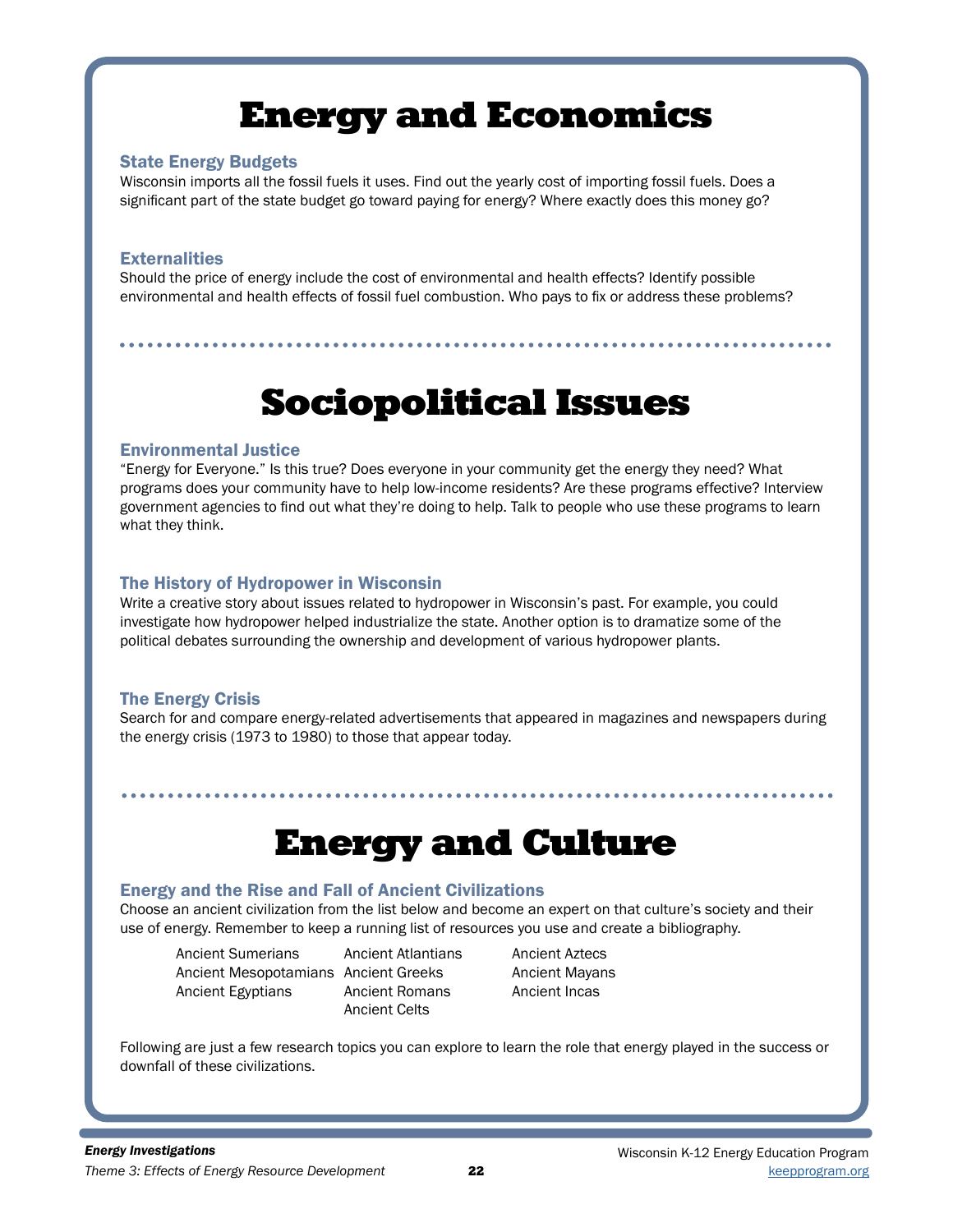# Energy and Economics

### State Energy Budgets

Wisconsin imports all the fossil fuels it uses. Find out the yearly cost of importing fossil fuels. Does a significant part of the state budget go toward paying for energy? Where exactly does this money go?

### Externalities

Should the price of energy include the cost of environmental and health effects? Identify possible environmental and health effects of fossil fuel combustion. Who pays to fix or address these problems?

# Sociopolitical Issues

### Environmental Justice

"Energy for Everyone." Is this true? Does everyone in your community get the energy they need? What programs does your community have to help low-income residents? Are these programs effective? Interview government agencies to find out what they're doing to help. Talk to people who use these programs to learn what they think.

### The History of Hydropower in Wisconsin

Write a creative story about issues related to hydropower in Wisconsin's past. For example, you could investigate how hydropower helped industrialize the state. Another option is to dramatize some of the political debates surrounding the ownership and development of various hydropower plants.

### The Energy Crisis

Search for and compare energy-related advertisements that appeared in magazines and newspapers during the energy crisis (1973 to 1980) to those that appear today.

# Energy and Culture

### Energy and the Rise and Fall of Ancient Civilizations

Choose an ancient civilization from the list below and become an expert on that culture's society and their use of energy. Remember to keep a running list of resources you use and create a bibliography.

- Ancient Sumerians
- Ancient Mesopotamians
- Ancient Egyptians
- Ancient Atlantians
- Ancient Greeks
- Ancient Romans
- Ancient Celts
- Ancient Aztecs
- Ancient Mayans
- Ancient Incas

Following are just a few research topics you can explore to learn the role that energy played in the success or downfall of these civilizations.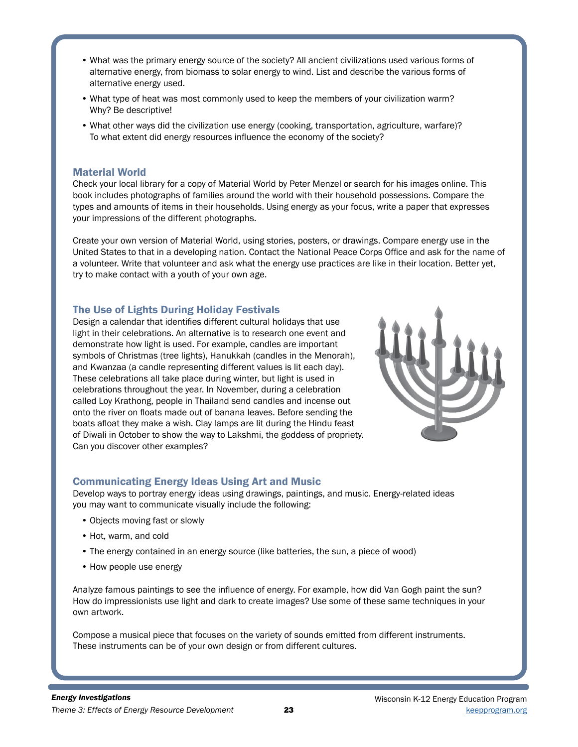- What was the primary energy source of the society? All ancient civilizations used various forms of alternative energy, from biomass to solar energy to wind. List and describe the various forms of alternative energy used.
- What type of heat was most commonly used to keep the members of your civilization warm? Why? Be descriptive!
- What other ways did the civilization use energy (cooking, transportation, agriculture, warfare)? To what extent did energy resources influence the economy of the society?

### Material World

Check your local library for a copy of Material World by Peter Menzel or search for his images online. This book includes photographs of families around the world with their household possessions. Compare the types and amounts of items in their households. Using energy as your focus, write a paper that expresses your impressions of the different photographs.

Create your own version of Material World, using stories, posters, or drawings. Compare energy use in the United States to that in a developing nation. Contact the National Peace Corps Office and ask for the name of a volunteer. Write that volunteer and ask what the energy use practices are like in their location. Better yet, try to make contact with a youth of your own age.

### The Use of Lights During Holiday Festivals

Design a calendar that identifies different cultural holidays that use light in their celebrations. An alternative is to research one event and demonstrate how light is used. For example, candles are important symbols of Christmas (tree lights), Hanukkah (candles in the Menorah), and Kwanzaa (a candle representing different values is lit each day). These celebrations all take place during winter, but light is used in celebrations throughout the year. In November, during a celebration called Loy Krathong, people in Thailand send candles and incense out onto the river on floats made out of banana leaves. Before sending the boats afloat they make a wish. Clay lamps are lit during the Hindu feast of Diwali in October to show the way to Lakshmi, the goddess of propriety. Can you discover other examples?

### Communicating Energy Ideas Using Art and Music

Develop ways to portray energy ideas using drawings, paintings, and music. Energy-related ideas you may want to communicate visually include the following:

- Objects moving fast or slowly
- Hot, warm, and cold
- The energy contained in an energy source (like batteries, the sun, a piece of wood)
- How people use energy

Analyze famous paintings to see the influence of energy. For example, how did Van Gogh paint the sun? How do impressionists use light and dark to create images? Use some of these same techniques in your own artwork.

Compose a musical piece that focuses on the variety of sounds emitted from different instruments. These instruments can be of your own design or from different cultures.